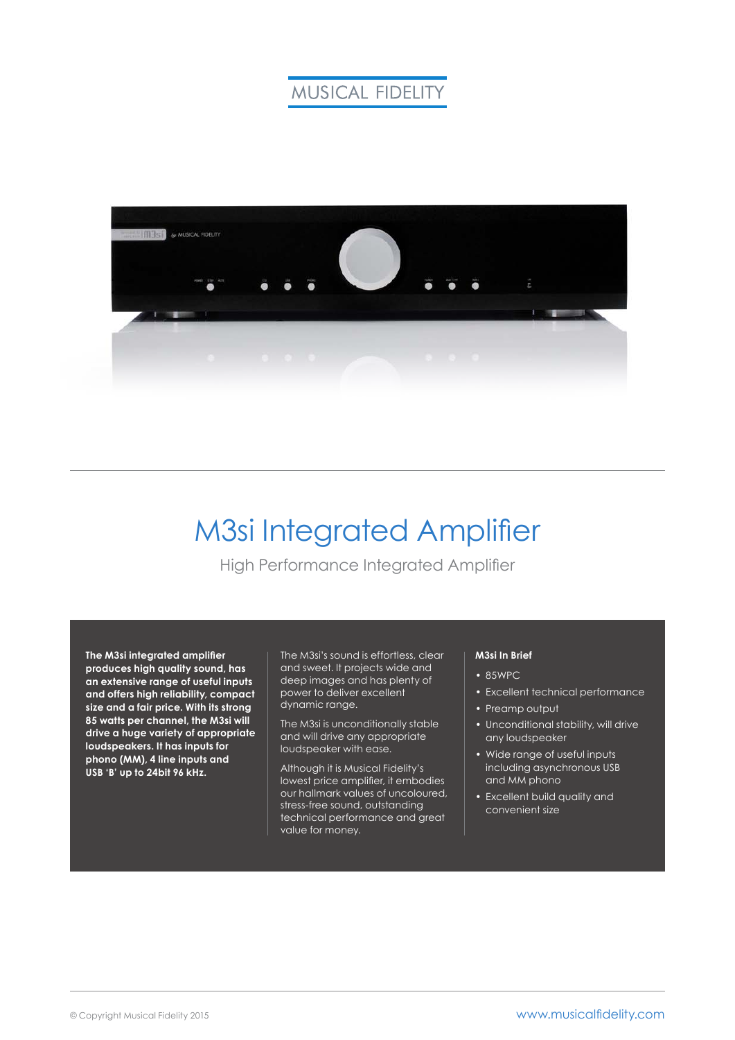MUSICAL FIDELITY

# M3si Integrated Amplifier

## High Performance Integrated Amplifier

**The M3si integrated amplifier produces high quality sound, has an extensive range of useful inputs and offers high reliability, compact size and a fair price. With its strong 85 watts per channel, the M3si will drive a huge variety of appropriate loudspeakers. It has inputs for phono (MM), 4 line inputs and USB 'B' up to 24bit 96 kHz.**

The M3si's sound is effortless, clear and sweet. It projects wide and deep images and has plenty of power to deliver excellent dynamic range.

The M3si is unconditionally stable and will drive any appropriate loudspeaker with ease.

Although it is Musical Fidelity's lowest price amplifier, it embodies our hallmark values of uncoloured, stress-free sound, outstanding technical performance and great value for money.

**M3si In Brief**

- 85WPC
- Excellent technical performance
- Preamp output
- Unconditional stability, will drive any loudspeaker
- Wide range of useful inputs including asynchronous USB and MM phono
- Excellent build quality and convenient size

© Copyright Musical Fidelity 2015

www.musicalfidelity.com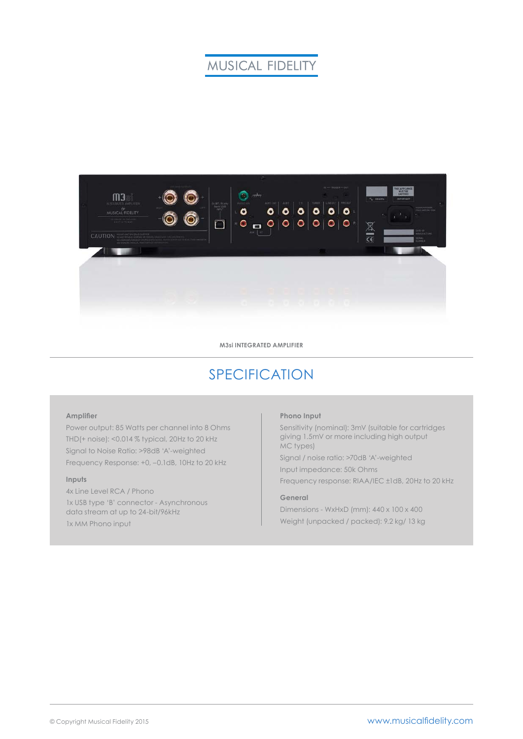MUSICAL FIDELITY

M3si INTEGRATED AMPLIFIER

# SPECIFICATION

### Amplifier

Power output: 85 Watts per channel into 8 Ohms

THD(+ noise): <0.014 % typical, 20Hz to 20 kHz

Signal to Noise Ratio: >98dB 'A'-weighted

Frequency Response: +0, –0.1dB, 10Hz to 20 kHz

### Inputs

4x Line Level RCA / Phono

1x USB type 'B' connector - Asynchronous data stream at up to 24-bit/96kHz

1x MM Phono input

### Phono Input

Sensitivity (nominal): 3mV (suitable for cartridges giving 1.5mV or more including high output MC types)

Signal / noise ratio: >70dB 'A'-weighted

Input impedance: 50k Ohms

Frequency response: RIAA/IEC ±1dB, 20Hz to 20 kHz

### General

Dimensions - WxHxD (mm): 440 x 100 x 400

Weight (unpacked / packed): 9.2 kg/ 13 kg

© Copyright Musical Fidelity 2015

www.musicalfidelity.com